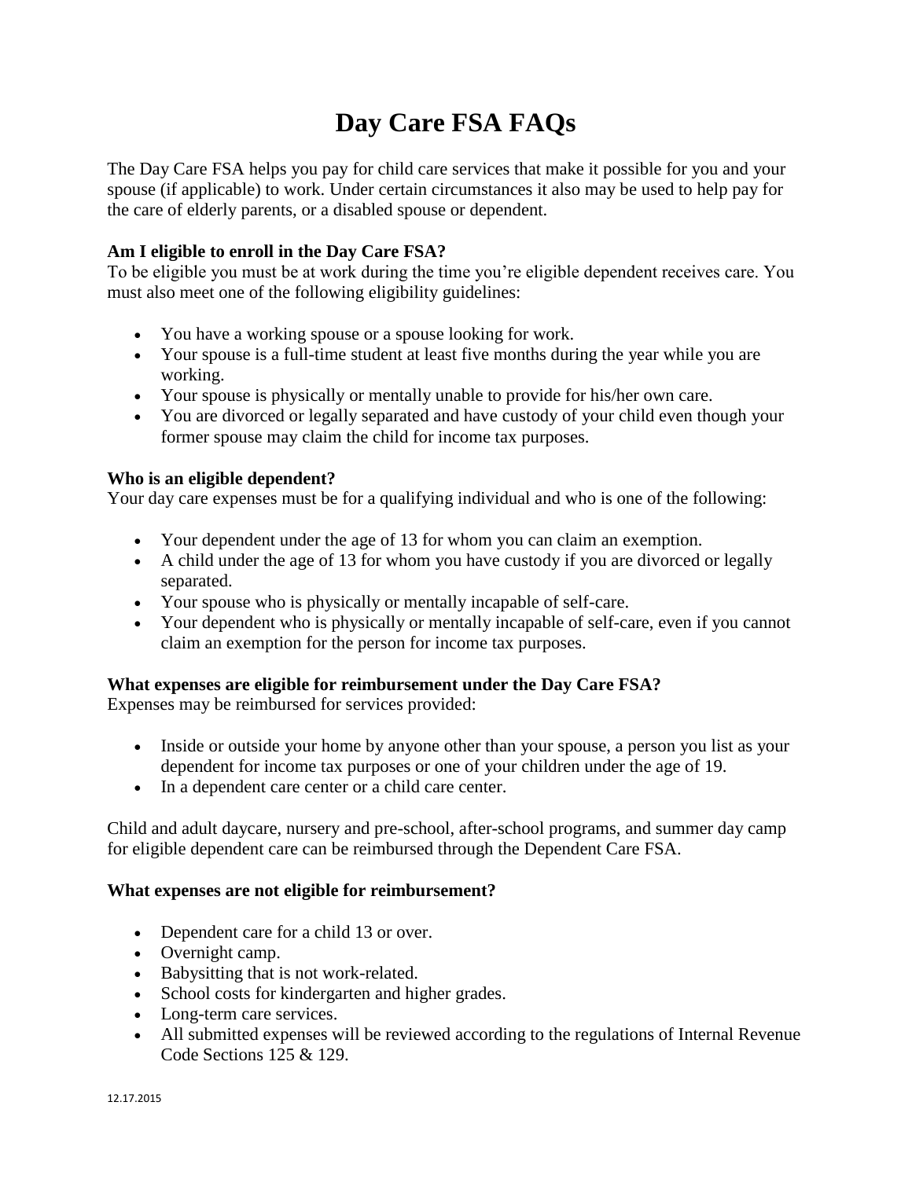# Day Care FSA FAQs

The Day Care FSA helps you pay for child care services that make it possible for you and your spouse (if applicable) to work. Under certain circumstances it also may be used to help pay for the care of elderly parents, or a disabled spouse or dependent.

**Am I eligible to enroll in the Day Care FSA?**

To be eligible you must be at work during the time you're eligible dependent receives care. You must also meet one of the following eligibility guidelines:

- You have a working spouse or a spouse looking for work.
- Your spouse is a full-time student at least five months during the year while you are working.
- Your spouse is physically or mentally unable to provide for his/her own care.
- You are divorced or legally separated and have custody of your child even though your former spouse may claim the child for income tax purposes.

**Who is an eligible dependent?**

Your day care expenses must be for a qualifying individual and who is one of the following:

- Your dependent under the age of 13 for whom you can claim an exemption.
- A child under the age of 13 for whom you have custody if you are divorced or legally separated.
- Your spouse who is physically or mentally incapable of self-care.
- Your dependent who is physically or mentally incapable of self-care, even if you cannot claim an exemption for the person for income tax purposes.

**What expenses are eligible for reimbursement under the Day Care FSA?**

Expenses may be reimbursed for services provided:

- Inside or outside your home by anyone other than your spouse, a person you list as your dependent for income tax purposes or one of your children under the age of 19.
- In a dependent care center or a child care center.

Child and adult daycare, nursery and pre-school, after-school programs, and summer day camp for eligible dependent care can be reimbursed through the Dependent Care FSA.

**What expenses are not eligible for reimbursement?**

- Dependent care for a child 13 or over.
- Overnight camp.
- Babysitting that is not work-related.
- School costs for kindergarten and higher grades.
- Long-term care services.
- All submitted expenses will be reviewed according to the regulations of Internal Revenue Code Sections 125 & 129.

12.17.2015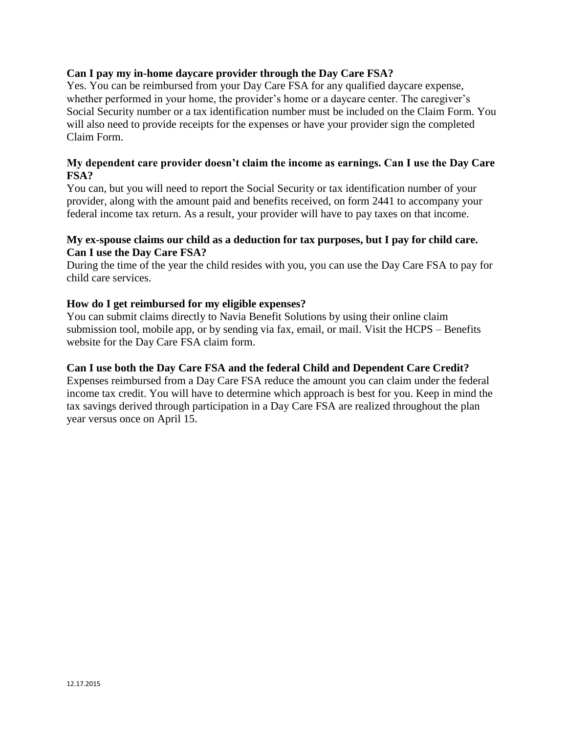**Can I pay my in-home daycare provider through the Day Care FSA?**
Yes. You can be reimbursed from your Day Care FSA for any qualified daycare expense, whether performed in your home, the provider's home or a daycare center. The caregiver's Social Security number or a tax identification number must be included on the Claim Form. You will also need to provide receipts for the expenses or have your provider sign the completed Claim Form.

**My dependent care provider doesn't claim the income as earnings. Can I use the Day Care FSA?**
You can, but you will need to report the Social Security or tax identification number of your provider, along with the amount paid and benefits received, on form 2441 to accompany your federal income tax return. As a result, your provider will have to pay taxes on that income.

**My ex-spouse claims our child as a deduction for tax purposes, but I pay for child care. Can I use the Day Care FSA?**
During the time of the year the child resides with you, you can use the Day Care FSA to pay for child care services.

**How do I get reimbursed for my eligible expenses?**
You can submit claims directly to Navia Benefit Solutions by using their online claim submission tool, mobile app, or by sending via fax, email, or mail. Visit the HCPS – Benefits website for the Day Care FSA claim form.

**Can I use both the Day Care FSA and the federal Child and Dependent Care Credit?**
Expenses reimbursed from a Day Care FSA reduce the amount you can claim under the federal income tax credit. You will have to determine which approach is best for you. Keep in mind the tax savings derived through participation in a Day Care FSA are realized throughout the plan year versus once on April 15.

12.17.2015